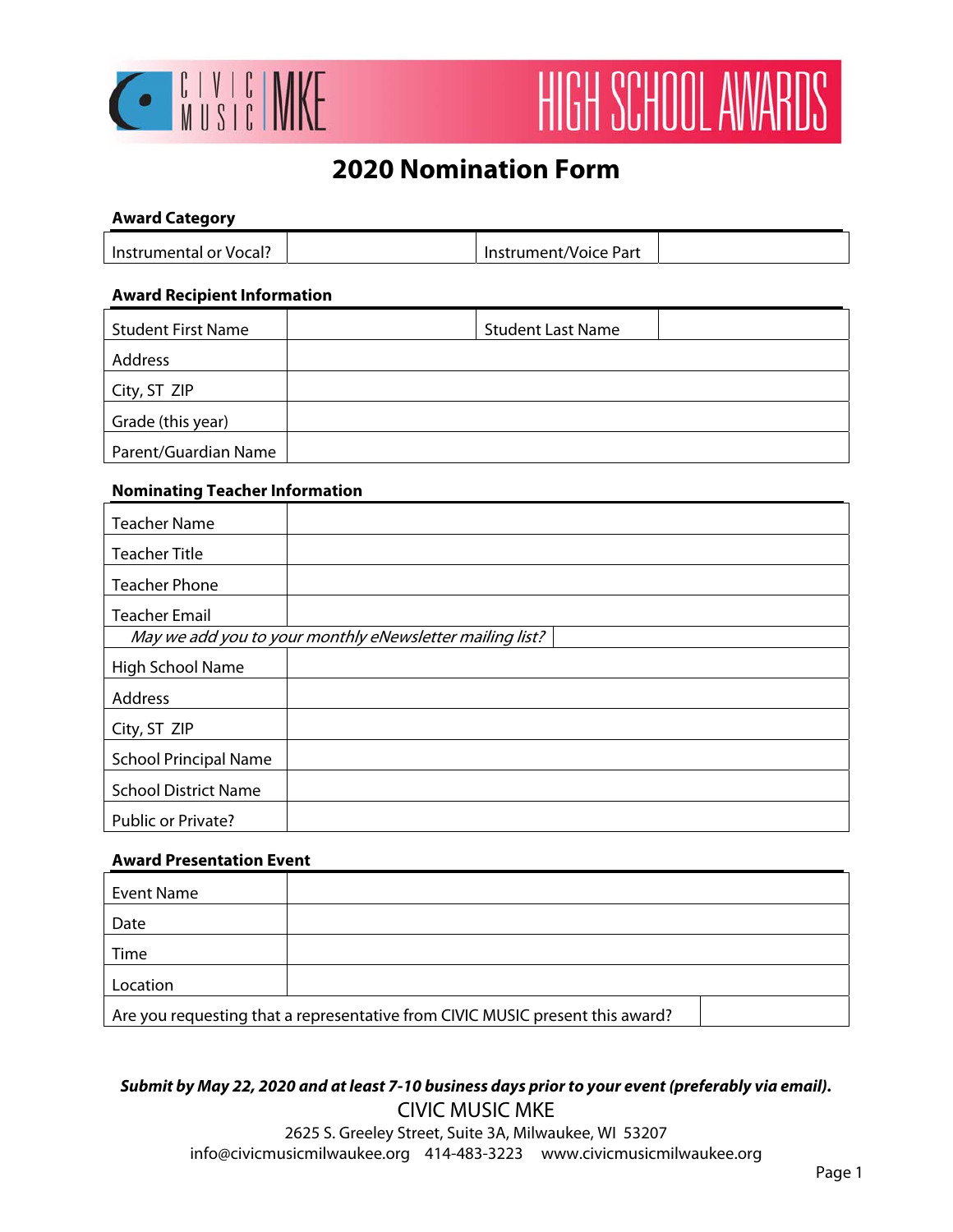CIVIC MUSIC MKE

HIGH SCHOOL AWARDS

# 2020 Nomination Form

### Award Category

| Instrumental or Vocal? | | Instrument/Voice Part | |
|---|---|---|---|

### Award Recipient Information

| Student First Name | | Student Last Name | |
|---|---|---|---|
| Address | | | |
| City, ST ZIP | | | |
| Grade (this year) | | | |
| Parent/Guardian Name | | | |

### Nominating Teacher Information

| Teacher Name | |
|---|---|
| Teacher Title | |
| Teacher Phone | |
| Teacher Email | |
| *May we add you to your monthly eNewsletter mailing list?* | |
| High School Name | |
| Address | |
| City, ST ZIP | |
| School Principal Name | |
| School District Name | |
| Public or Private? | |

### Award Presentation Event

| Event Name | |
|---|---|
| Date | |
| Time | |
| Location | |
| Are you requesting that a representative from CIVIC MUSIC present this award? | |

***Submit by May 22, 2020 and at least 7-10 business days prior to your event (preferably via email).***

CIVIC MUSIC MKE

2625 S. Greeley Street, Suite 3A, Milwaukee, WI 53207

info@civicmusicmilwaukee.org 414-483-3223 www.civicmusicmilwaukee.org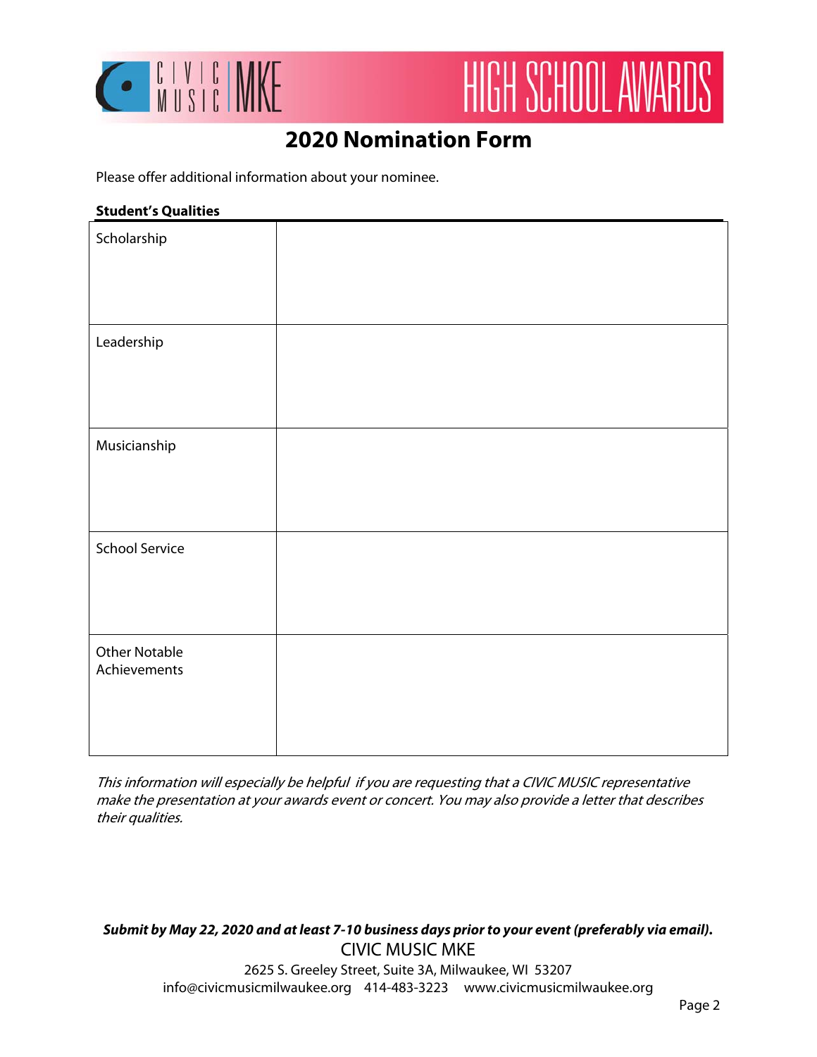CIVIC MUSIC MKE

HIGH SCHOOL AWARDS

# 2020 Nomination Form

Please offer additional information about your nominee.

**Student's Qualities**

| | |
|---|---|
| Scholarship | |
| Leadership | |
| Musicianship | |
| School Service | |
| Other Notable Achievements | |

*This information will especially be helpful if you are requesting that a CIVIC MUSIC representative make the presentation at your awards event or concert. You may also provide a letter that describes their qualities.*

***Submit by May 22, 2020 and at least 7-10 business days prior to your event (preferably via email).***

CIVIC MUSIC MKE

2625 S. Greeley Street, Suite 3A, Milwaukee, WI 53207

info@civicmusicmilwaukee.org 414-483-3223 www.civicmusicmilwaukee.org